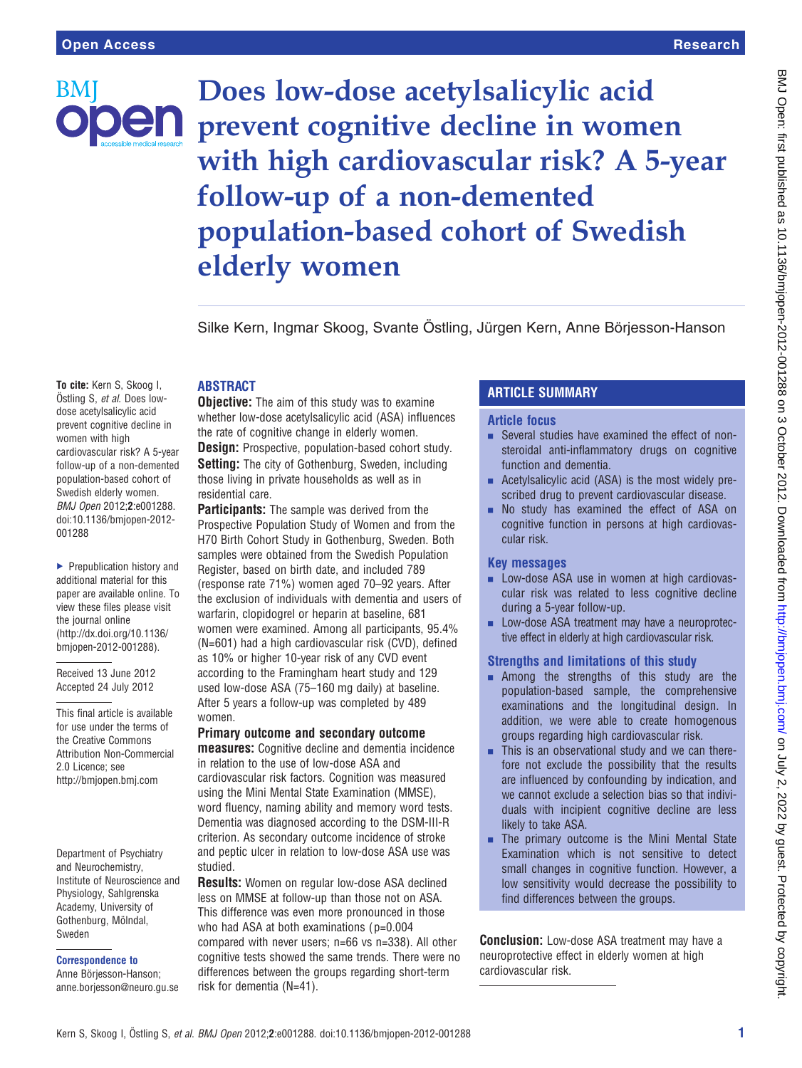# Does low-dose acetylsalicylic acid prevent cognitive decline in women with high cardiovascular risk? A 5-year follow-up of a non-demented population-based cohort of Swedish elderly women

Silke Kern, Ingmar Skoog, Svante Östling, Jürgen Kern, Anne Börjesson-Hanson

**To cite:** Kern S, Skoog I, Östling S, *et al*. Does low-dose acetylsalicylic acid prevent cognitive decline in women with high cardiovascular risk? A 5-year follow-up of a non-demented population-based cohort of Swedish elderly women. *BMJ Open* 2012;**2**:e001288. doi:10.1136/bmjopen-2012-001288

▶ Prepublication history and additional material for this paper are available online. To view these files please visit the journal online (http://dx.doi.org/10.1136/bmjopen-2012-001288).

Received 13 June 2012
Accepted 24 July 2012

This final article is available for use under the terms of the Creative Commons Attribution Non-Commercial 2.0 Licence; see http://bmjopen.bmj.com

Department of Psychiatry and Neurochemistry, Institute of Neuroscience and Physiology, Sahlgrenska Academy, University of Gothenburg, Mölndal, Sweden

**Correspondence to**
Anne Börjesson-Hanson; anne.borjesson@neuro.gu.se

## ABSTRACT

**Objective:** The aim of this study was to examine whether low-dose acetylsalicylic acid (ASA) influences the rate of cognitive change in elderly women.

**Design:** Prospective, population-based cohort study.

**Setting:** The city of Gothenburg, Sweden, including those living in private households as well as in residential care.

**Participants:** The sample was derived from the Prospective Population Study of Women and from the H70 Birth Cohort Study in Gothenburg, Sweden. Both samples were obtained from the Swedish Population Register, based on birth date, and included 789 (response rate 71%) women aged 70–92 years. After the exclusion of individuals with dementia and users of warfarin, clopidogrel or heparin at baseline, 681 women were examined. Among all participants, 95.4% (N=601) had a high cardiovascular risk (CVD), defined as 10% or higher 10-year risk of any CVD event according to the Framingham heart study and 129 used low-dose ASA (75–160 mg daily) at baseline. After 5 years a follow-up was completed by 489 women.

**Primary outcome and secondary outcome measures:** Cognitive decline and dementia incidence in relation to the use of low-dose ASA and cardiovascular risk factors. Cognition was measured using the Mini Mental State Examination (MMSE), word fluency, naming ability and memory word tests. Dementia was diagnosed according to the DSM-III-R criterion. As secondary outcome incidence of stroke and peptic ulcer in relation to low-dose ASA use was studied.

**Results:** Women on regular low-dose ASA declined less on MMSE at follow-up than those not on ASA. This difference was even more pronounced in those who had ASA at both examinations (p=0.004 compared with never users; n=66 vs n=338). All other cognitive tests showed the same trends. There were no differences between the groups regarding short-term risk for dementia (N=41).

**Conclusion:** Low-dose ASA treatment may have a neuroprotective effect in elderly women at high cardiovascular risk.

## ARTICLE SUMMARY

### Article focus

- Several studies have examined the effect of non-steroidal anti-inflammatory drugs on cognitive function and dementia.
- Acetylsalicylic acid (ASA) is the most widely prescribed drug to prevent cardiovascular disease.
- No study has examined the effect of ASA on cognitive function in persons at high cardiovascular risk.

### Key messages

- Low-dose ASA use in women at high cardiovascular risk was related to less cognitive decline during a 5-year follow-up.
- Low-dose ASA treatment may have a neuroprotective effect in elderly at high cardiovascular risk.

### Strengths and limitations of this study

- Among the strengths of this study are the population-based sample, the comprehensive examinations and the longitudinal design. In addition, we were able to create homogenous groups regarding high cardiovascular risk.
- This is an observational study and we can therefore not exclude the possibility that the results are influenced by confounding by indication, and we cannot exclude a selection bias so that individuals with incipient cognitive decline are less likely to take ASA.
- The primary outcome is the Mini Mental State Examination which is not sensitive to detect small changes in cognitive function. However, a low sensitivity would decrease the possibility to find differences between the groups.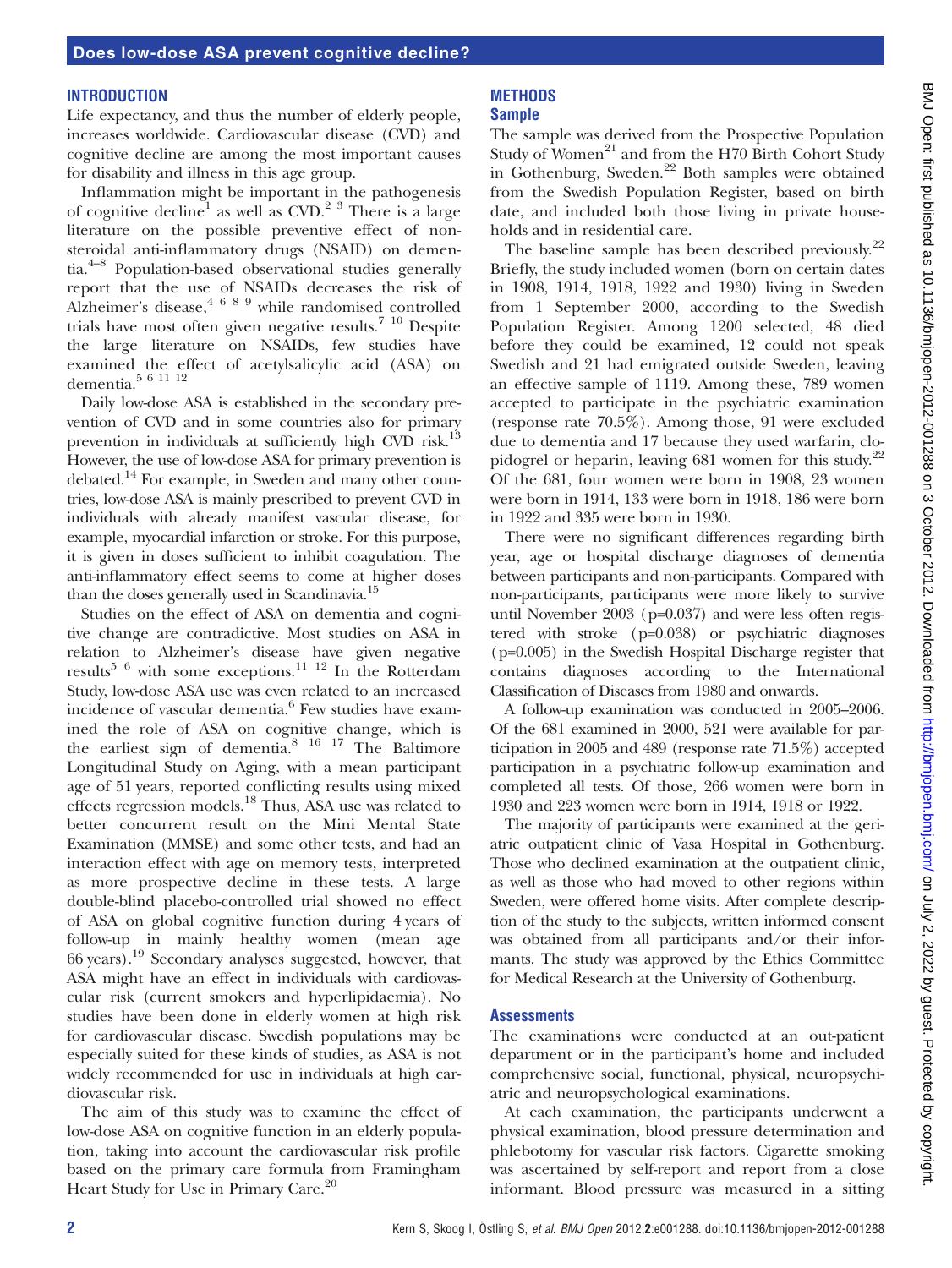## INTRODUCTION

Life expectancy, and thus the number of elderly people, increases worldwide. Cardiovascular disease (CVD) and cognitive decline are among the most important causes for disability and illness in this age group.

Inflammation might be important in the pathogenesis of cognitive decline[1] as well as CVD.[2 3] There is a large literature on the possible preventive effect of non-steroidal anti-inflammatory drugs (NSAID) on dementia.[4–8] Population-based observational studies generally report that the use of NSAIDs decreases the risk of Alzheimer's disease,[4 6 8 9] while randomised controlled trials have most often given negative results.[7 10] Despite the large literature on NSAIDs, few studies have examined the effect of acetylsalicylic acid (ASA) on dementia.[5 6 11 12]

Daily low-dose ASA is established in the secondary prevention of CVD and in some countries also for primary prevention in individuals at sufficiently high CVD risk.[13] However, the use of low-dose ASA for primary prevention is debated.[14] For example, in Sweden and many other countries, low-dose ASA is mainly prescribed to prevent CVD in individuals with already manifest vascular disease, for example, myocardial infarction or stroke. For this purpose, it is given in doses sufficient to inhibit coagulation. The anti-inflammatory effect seems to come at higher doses than the doses generally used in Scandinavia.[15]

Studies on the effect of ASA on dementia and cognitive change are contradictive. Most studies on ASA in relation to Alzheimer's disease have given negative results[5 6] with some exceptions.[11 12] In the Rotterdam Study, low-dose ASA use was even related to an increased incidence of vascular dementia.[6] Few studies have examined the role of ASA on cognitive change, which is the earliest sign of dementia.[8 16 17] The Baltimore Longitudinal Study on Aging, with a mean participant age of 51 years, reported conflicting results using mixed effects regression models.[18] Thus, ASA use was related to better concurrent result on the Mini Mental State Examination (MMSE) and some other tests, and had an interaction effect with age on memory tests, interpreted as more prospective decline in these tests. A large double-blind placebo-controlled trial showed no effect of ASA on global cognitive function during 4 years of follow-up in mainly healthy women (mean age 66 years).[19] Secondary analyses suggested, however, that ASA might have an effect in individuals with cardiovascular risk (current smokers and hyperlipidaemia). No studies have been done in elderly women at high risk for cardiovascular disease. Swedish populations may be especially suited for these kinds of studies, as ASA is not widely recommended for use in individuals at high cardiovascular risk.

The aim of this study was to examine the effect of low-dose ASA on cognitive function in an elderly population, taking into account the cardiovascular risk profile based on the primary care formula from Framingham Heart Study for Use in Primary Care.[20]

## METHODS

### Sample

The sample was derived from the Prospective Population Study of Women[21] and from the H70 Birth Cohort Study in Gothenburg, Sweden.[22] Both samples were obtained from the Swedish Population Register, based on birth date, and included both those living in private households and in residential care.

The baseline sample has been described previously.[22] Briefly, the study included women (born on certain dates in 1908, 1914, 1918, 1922 and 1930) living in Sweden from 1 September 2000, according to the Swedish Population Register. Among 1200 selected, 48 died before they could be examined, 12 could not speak Swedish and 21 had emigrated outside Sweden, leaving an effective sample of 1119. Among these, 789 women accepted to participate in the psychiatric examination (response rate 70.5%). Among those, 91 were excluded due to dementia and 17 because they used warfarin, clopidogrel or heparin, leaving 681 women for this study.[22] Of the 681, four women were born in 1908, 23 women were born in 1914, 133 were born in 1918, 186 were born in 1922 and 335 were born in 1930.

There were no significant differences regarding birth year, age or hospital discharge diagnoses of dementia between participants and non-participants. Compared with non-participants, participants were more likely to survive until November 2003 (p=0.037) and were less often registered with stroke (p=0.038) or psychiatric diagnoses (p=0.005) in the Swedish Hospital Discharge register that contains diagnoses according to the International Classification of Diseases from 1980 and onwards.

A follow-up examination was conducted in 2005–2006. Of the 681 examined in 2000, 521 were available for participation in 2005 and 489 (response rate 71.5%) accepted participation in a psychiatric follow-up examination and completed all tests. Of those, 266 women were born in 1930 and 223 women were born in 1914, 1918 or 1922.

The majority of participants were examined at the geriatric outpatient clinic of Vasa Hospital in Gothenburg. Those who declined examination at the outpatient clinic, as well as those who had moved to other regions within Sweden, were offered home visits. After complete description of the study to the subjects, written informed consent was obtained from all participants and/or their informants. The study was approved by the Ethics Committee for Medical Research at the University of Gothenburg.

### Assessments

The examinations were conducted at an out-patient department or in the participant's home and included comprehensive social, functional, physical, neuropsychiatric and neuropsychological examinations.

At each examination, the participants underwent a physical examination, blood pressure determination and phlebotomy for vascular risk factors. Cigarette smoking was ascertained by self-report and report from a close informant. Blood pressure was measured in a sitting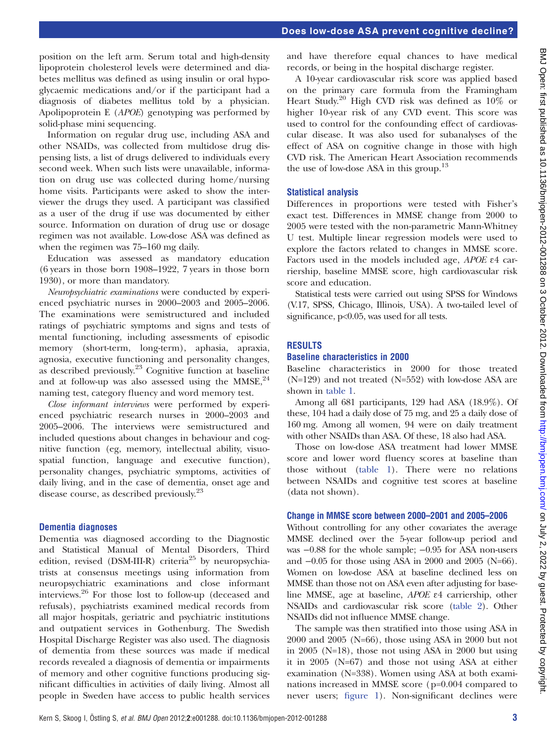position on the left arm. Serum total and high-density lipoprotein cholesterol levels were determined and diabetes mellitus was defined as using insulin or oral hypoglycaemic medications and/or if the participant had a diagnosis of diabetes mellitus told by a physician. Apolipoprotein E (*APOE*) genotyping was performed by solid-phase mini sequencing.

Information on regular drug use, including ASA and other NSAIDs, was collected from multidose drug dispensing lists, a list of drugs delivered to individuals every second week. When such lists were unavailable, information on drug use was collected during home/nursing home visits. Participants were asked to show the interviewer the drugs they used. A participant was classified as a user of the drug if use was documented by either source. Information on duration of drug use or dosage regimen was not available. Low-dose ASA was defined as when the regimen was 75–160 mg daily.

Education was assessed as mandatory education (6 years in those born 1908–1922, 7 years in those born 1930), or more than mandatory.

*Neuropsychiatric examinations* were conducted by experienced psychiatric nurses in 2000–2003 and 2005–2006. The examinations were semistructured and included ratings of psychiatric symptoms and signs and tests of mental functioning, including assessments of episodic memory (short-term, long-term), aphasia, apraxia, agnosia, executive functioning and personality changes, as described previously.[23] Cognitive function at baseline and at follow-up was also assessed using the MMSE,[24] naming test, category fluency and word memory test.

*Close informant interviews* were performed by experienced psychiatric research nurses in 2000–2003 and 2005–2006. The interviews were semistructured and included questions about changes in behaviour and cognitive function (eg, memory, intellectual ability, visuospatial function, language and executive function), personality changes, psychiatric symptoms, activities of daily living, and in the case of dementia, onset age and disease course, as described previously.[23]

### Dementia diagnoses

Dementia was diagnosed according to the Diagnostic and Statistical Manual of Mental Disorders, Third edition, revised (DSM-III-R) criteria[25] by neuropsychiatrists at consensus meetings using information from neuropsychiatric examinations and close informant interviews.[26] For those lost to follow-up (deceased and refusals), psychiatrists examined medical records from all major hospitals, geriatric and psychiatric institutions and outpatient services in Gothenburg. The Swedish Hospital Discharge Register was also used. The diagnosis of dementia from these sources was made if medical records revealed a diagnosis of dementia or impairments of memory and other cognitive functions producing significant difficulties in activities of daily living. Almost all people in Sweden have access to public health services and have therefore equal chances to have medical records, or being in the hospital discharge register.

A 10-year cardiovascular risk score was applied based on the primary care formula from the Framingham Heart Study.[20] High CVD risk was defined as 10% or higher 10-year risk of any CVD event. This score was used to control for the confounding effect of cardiovascular disease. It was also used for subanalyses of the effect of ASA on cognitive change in those with high CVD risk. The American Heart Association recommends the use of low-dose ASA in this group.[13]

### Statistical analysis

Differences in proportions were tested with Fisher's exact test. Differences in MMSE change from 2000 to 2005 were tested with the non-parametric Mann-Whitney U test. Multiple linear regression models were used to explore the factors related to changes in MMSE score. Factors used in the models included age, *APOE* ε4 carriership, baseline MMSE score, high cardiovascular risk score and education.

Statistical tests were carried out using SPSS for Windows (V.17, SPSS, Chicago, Illinois, USA). A two-tailed level of significance, $p<0.05$, was used for all tests.

## RESULTS

### Baseline characteristics in 2000

Baseline characteristics in 2000 for those treated (N=129) and not treated (N=552) with low-dose ASA are shown in table 1.

Among all 681 participants, 129 had ASA (18.9%). Of these, 104 had a daily dose of 75 mg, and 25 a daily dose of 160 mg. Among all women, 94 were on daily treatment with other NSAIDs than ASA. Of these, 18 also had ASA.

Those on low-dose ASA treatment had lower MMSE score and lower word fluency scores at baseline than those without (table 1). There were no relations between NSAIDs and cognitive test scores at baseline (data not shown).

### Change in MMSE score between 2000–2001 and 2005–2006

Without controlling for any other covariates the average MMSE declined over the 5-year follow-up period and was −0.88 for the whole sample; −0.95 for ASA non-users and −0.05 for those using ASA in 2000 and 2005 (N=66). Women on low-dose ASA at baseline declined less on MMSE than those not on ASA even after adjusting for baseline MMSE, age at baseline, *APOE* ε4 carriership, other NSAIDs and cardiovascular risk score (table 2). Other NSAIDs did not influence MMSE change.

The sample was then stratified into those using ASA in 2000 and 2005 (N=66), those using ASA in 2000 but not in 2005 (N=18), those not using ASA in 2000 but using it in 2005 (N=67) and those not using ASA at either examination (N=338). Women using ASA at both examinations increased in MMSE score ($p=0.004$ compared to never users; figure 1). Non-significant declines were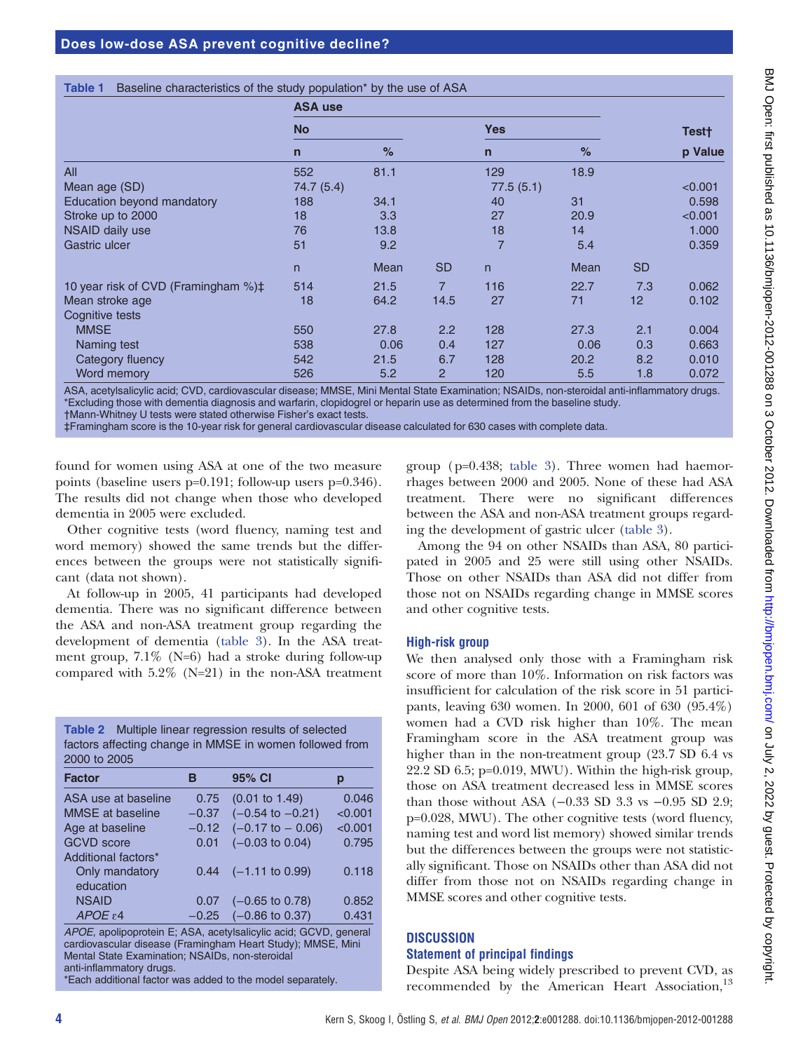**Table 1** Baseline characteristics of the study population* by the use of ASA

| | ASA use | | | | | | Test† |
|---|---|---|---|---|---|---|---|
| | No | | | Yes | | | |
| | n | % | | n | % | | p Value |
| All | 552 | 81.1 | | 129 | 18.9 | | |
| Mean age (SD) | 74.7 (5.4) | | | 77.5 (5.1) | | | <0.001 |
| Education beyond mandatory | 188 | 34.1 | | 40 | 31 | | 0.598 |
| Stroke up to 2000 | 18 | 3.3 | | 27 | 20.9 | | <0.001 |
| NSAID daily use | 76 | 13.8 | | 18 | 14 | | 1.000 |
| Gastric ulcer | 51 | 9.2 | | 7 | 5.4 | | 0.359 |
| | n | Mean | SD | n | Mean | SD | |
| 10 year risk of CVD (Framingham %)‡ | 514 | 21.5 | 7 | 116 | 22.7 | 7.3 | 0.062 |
| Mean stroke age | 18 | 64.2 | 14.5 | 27 | 71 | 12 | 0.102 |
| Cognitive tests | | | | | | | |
| MMSE | 550 | 27.8 | 2.2 | 128 | 27.3 | 2.1 | 0.004 |
| Naming test | 538 | 0.06 | 0.4 | 127 | 0.06 | 0.3 | 0.663 |
| Category fluency | 542 | 21.5 | 6.7 | 128 | 20.2 | 8.2 | 0.010 |
| Word memory | 526 | 5.2 | 2 | 120 | 5.5 | 1.8 | 0.072 |

ASA, acetylsalicylic acid; CVD, cardiovascular disease; MMSE, Mini Mental State Examination; NSAIDs, non-steroidal anti-inflammatory drugs.
*Excluding those with dementia diagnosis and warfarin, clopidogrel or heparin use as determined from the baseline study.
†Mann-Whitney U tests were stated otherwise Fisher's exact tests.
‡Framingham score is the 10-year risk for general cardiovascular disease calculated for 630 cases with complete data.

found for women using ASA at one of the two measure points (baseline users p=0.191; follow-up users p=0.346). The results did not change when those who developed dementia in 2005 were excluded.

Other cognitive tests (word fluency, naming test and word memory) showed the same trends but the differences between the groups were not statistically significant (data not shown).

At follow-up in 2005, 41 participants had developed dementia. There was no significant difference between the ASA and non-ASA treatment group regarding the development of dementia (table 3). In the ASA treatment group, 7.1% (N=6) had a stroke during follow-up compared with 5.2% (N=21) in the non-ASA treatment group (p=0.438; table 3). Three women had haemorrhages between 2000 and 2005. None of these had ASA treatment. There were no significant differences between the ASA and non-ASA treatment groups regarding the development of gastric ulcer (table 3).

Among the 94 on other NSAIDs than ASA, 80 participated in 2005 and 25 were still using other NSAIDs. Those on other NSAIDs than ASA did not differ from those not on NSAIDs regarding change in MMSE scores and other cognitive tests.

**Table 2** Multiple linear regression results of selected factors affecting change in MMSE in women followed from 2000 to 2005

| Factor | B | 95% CI | p |
|---|---|---|---|
| ASA use at baseline | 0.75 | (0.01 to 1.49) | 0.046 |
| MMSE at baseline | −0.37 | (−0.54 to −0.21) | <0.001 |
| Age at baseline | −0.12 | (−0.17 to − 0.06) | <0.001 |
| GCVD score | 0.01 | (−0.03 to 0.04) | 0.795 |
| Additional factors* | | | |
| Only mandatory education | 0.44 | (−1.11 to 0.99) | 0.118 |
| NSAID | 0.07 | (−0.65 to 0.78) | 0.852 |
| *APOE* ε4 | −0.25 | (−0.86 to 0.37) | 0.431 |

*APOE*, apolipoprotein E; ASA, acetylsalicylic acid; GCVD, general cardiovascular disease (Framingham Heart Study); MMSE, Mini Mental State Examination; NSAIDs, non-steroidal anti-inflammatory drugs.
*Each additional factor was added to the model separately.

### High-risk group

We then analysed only those with a Framingham risk score of more than 10%. Information on risk factors was insufficient for calculation of the risk score in 51 participants, leaving 630 women. In 2000, 601 of 630 (95.4%) women had a CVD risk higher than 10%. The mean Framingham score in the ASA treatment group was higher than in the non-treatment group (23.7 SD 6.4 vs 22.2 SD 6.5; p=0.019, MWU). Within the high-risk group, those on ASA treatment decreased less in MMSE scores than those without ASA (−0.33 SD 3.3 vs −0.95 SD 2.9; p=0.028, MWU). The other cognitive tests (word fluency, naming test and word list memory) showed similar trends but the differences between the groups were not statistically significant. Those on NSAIDs other than ASA did not differ from those not on NSAIDs regarding change in MMSE scores and other cognitive tests.

## DISCUSSION

### Statement of principal findings

Despite ASA being widely prescribed to prevent CVD, as recommended by the American Heart Association,[13]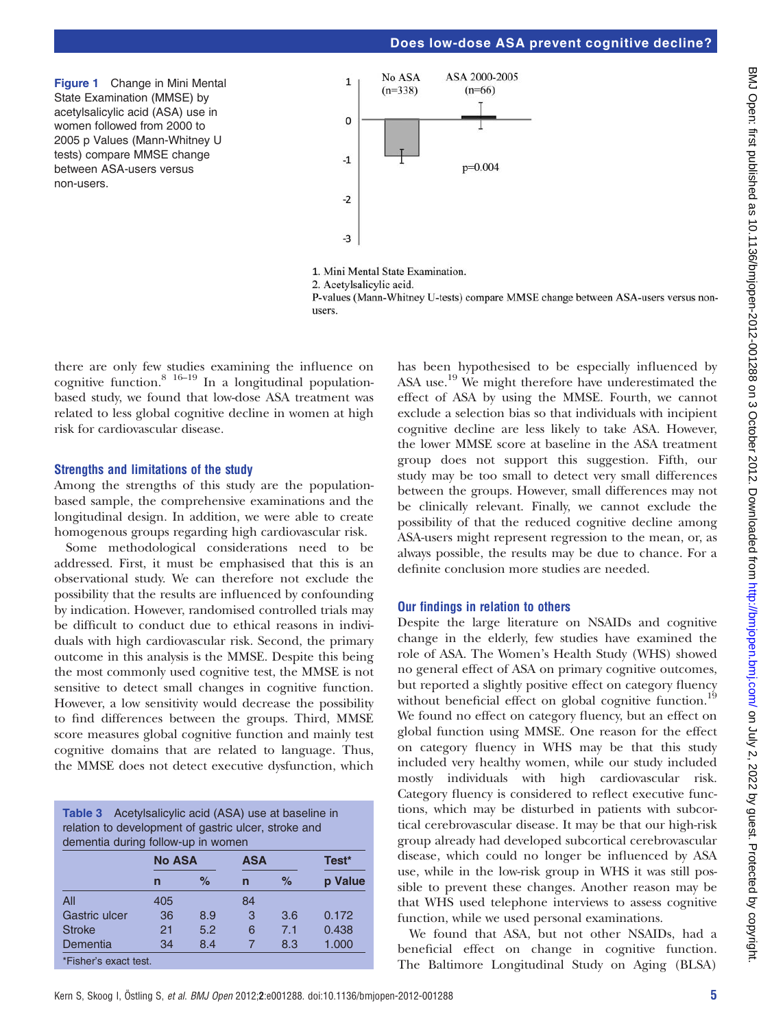**Figure 1** Change in Mini Mental State Examination (MMSE) by acetylsalicylic acid (ASA) use in women followed from 2000 to 2005 p Values (Mann-Whitney U tests) compare MMSE change between ASA-users versus non-users.

No ASA (n=338)

ASA 2000-2005 (n=66)

1

0

-1

-2

-3

p=0.004

1. Mini Mental State Examination.
2. Acetylsalicylic acid.
P-values (Mann-Whitney U-tests) compare MMSE change between ASA-users versus non-users.

there are only few studies examining the influence on cognitive function.[8 16–19] In a longitudinal population-based study, we found that low-dose ASA treatment was related to less global cognitive decline in women at high risk for cardiovascular disease.

### Strengths and limitations of the study

Among the strengths of this study are the population-based sample, the comprehensive examinations and the longitudinal design. In addition, we were able to create homogenous groups regarding high cardiovascular risk.

Some methodological considerations need to be addressed. First, it must be emphasised that this is an observational study. We can therefore not exclude the possibility that the results are influenced by confounding by indication. However, randomised controlled trials may be difficult to conduct due to ethical reasons in individuals with high cardiovascular risk. Second, the primary outcome in this analysis is the MMSE. Despite this being the most commonly used cognitive test, the MMSE is not sensitive to detect small changes in cognitive function. However, a low sensitivity would decrease the possibility to find differences between the groups. Third, MMSE score measures global cognitive function and mainly test cognitive domains that are related to language. Thus, the MMSE does not detect executive dysfunction, which has been hypothesised to be especially influenced by ASA use.[19] We might therefore have underestimated the effect of ASA by using the MMSE. Fourth, we cannot exclude a selection bias so that individuals with incipient cognitive decline are less likely to take ASA. However, the lower MMSE score at baseline in the ASA treatment group does not support this suggestion. Fifth, our study may be too small to detect very small differences between the groups. However, small differences may not be clinically relevant. Finally, we cannot exclude the possibility of that the reduced cognitive decline among ASA-users might represent regression to the mean, or, as always possible, the results may be due to chance. For a definite conclusion more studies are needed.

**Table 3** Acetylsalicylic acid (ASA) use at baseline in relation to development of gastric ulcer, stroke and dementia during follow-up in women

| | No ASA | | ASA | | Test* |
|---|---|---|---|---|---|
| | n | % | n | % | p Value |
| All | 405 | | 84 | | |
| Gastric ulcer | 36 | 8.9 | 3 | 3.6 | 0.172 |
| Stroke | 21 | 5.2 | 6 | 7.1 | 0.438 |
| Dementia | 34 | 8.4 | 7 | 8.3 | 1.000 |

*Fisher's exact test.

### Our findings in relation to others

Despite the large literature on NSAIDs and cognitive change in the elderly, few studies have examined the role of ASA. The Women's Health Study (WHS) showed no general effect of ASA on primary cognitive outcomes, but reported a slightly positive effect on category fluency without beneficial effect on global cognitive function.[19] We found no effect on category fluency, but an effect on global function using MMSE. One reason for the effect on category fluency in WHS may be that this study included very healthy women, while our study included mostly individuals with high cardiovascular risk. Category fluency is considered to reflect executive functions, which may be disturbed in patients with subcortical cerebrovascular disease. It may be that our high-risk group already had developed subcortical cerebrovascular disease, which could no longer be influenced by ASA use, while in the low-risk group in WHS it was still possible to prevent these changes. Another reason may be that WHS used telephone interviews to assess cognitive function, while we used personal examinations.

We found that ASA, but not other NSAIDs, had a beneficial effect on change in cognitive function. The Baltimore Longitudinal Study on Aging (BLSA)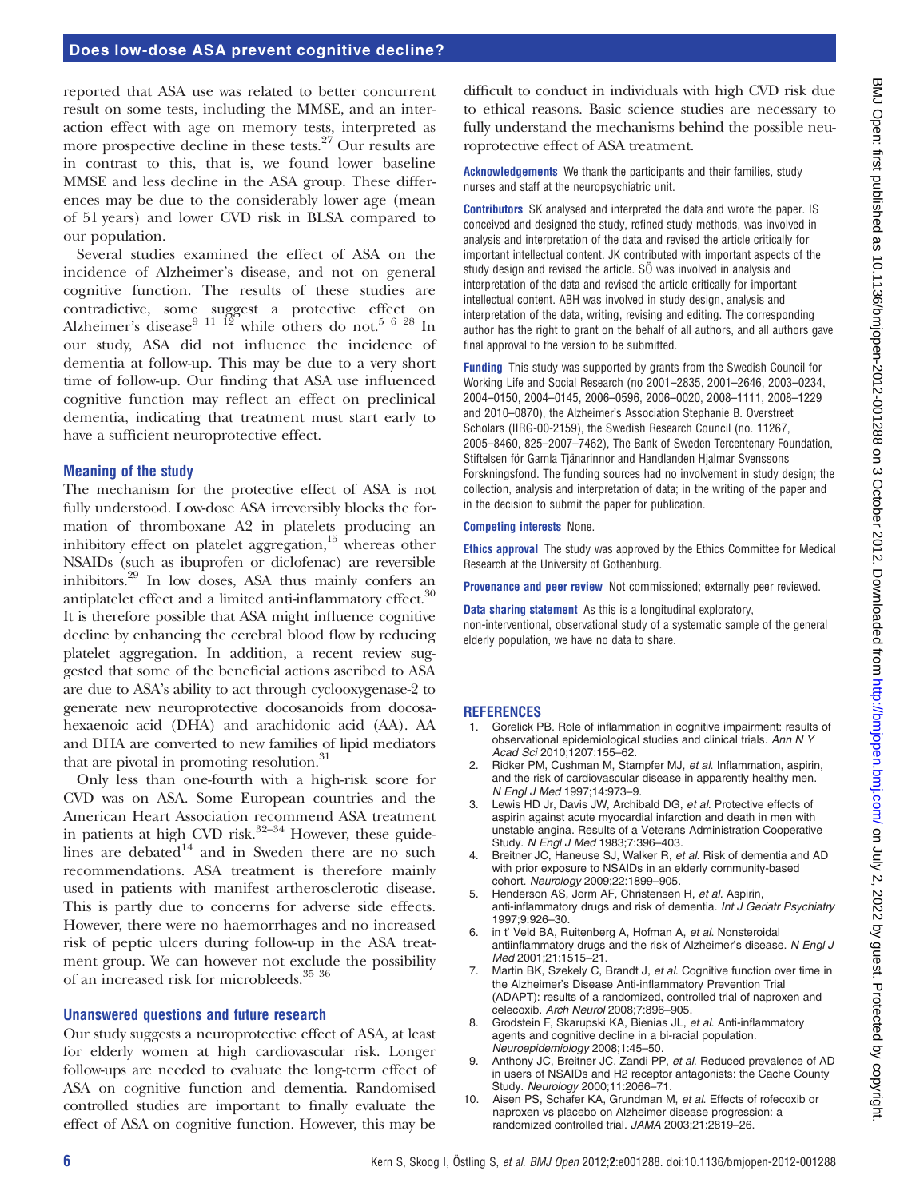reported that ASA use was related to better concurrent result on some tests, including the MMSE, and an interaction effect with age on memory tests, interpreted as more prospective decline in these tests.[27] Our results are in contrast to this, that is, we found lower baseline MMSE and less decline in the ASA group. These differences may be due to the considerably lower age (mean of 51 years) and lower CVD risk in BLSA compared to our population.

Several studies examined the effect of ASA on the incidence of Alzheimer's disease, and not on general cognitive function. The results of these studies are contradictive, some suggest a protective effect on Alzheimer's disease[9 11 12] while others do not.[5 6 28] In our study, ASA did not influence the incidence of dementia at follow-up. This may be due to a very short time of follow-up. Our finding that ASA use influenced cognitive function may reflect an effect on preclinical dementia, indicating that treatment must start early to have a sufficient neuroprotective effect.

### Meaning of the study

The mechanism for the protective effect of ASA is not fully understood. Low-dose ASA irreversibly blocks the formation of thromboxane A2 in platelets producing an inhibitory effect on platelet aggregation,[15] whereas other NSAIDs (such as ibuprofen or diclofenac) are reversible inhibitors.[29] In low doses, ASA thus mainly confers an antiplatelet effect and a limited anti-inflammatory effect.[30] It is therefore possible that ASA might influence cognitive decline by enhancing the cerebral blood flow by reducing platelet aggregation. In addition, a recent review suggested that some of the beneficial actions ascribed to ASA are due to ASA's ability to act through cyclooxygenase-2 to generate new neuroprotective docosanoids from docosahexaenoic acid (DHA) and arachidonic acid (AA). AA and DHA are converted to new families of lipid mediators that are pivotal in promoting resolution.[31]

Only less than one-fourth with a high-risk score for CVD was on ASA. Some European countries and the American Heart Association recommend ASA treatment in patients at high CVD risk.[32–34] However, these guidelines are debated[14] and in Sweden there are no such recommendations. ASA treatment is therefore mainly used in patients with manifest artherosclerotic disease. This is partly due to concerns for adverse side effects. However, there were no haemorrhages and no increased risk of peptic ulcers during follow-up in the ASA treatment group. We can however not exclude the possibility of an increased risk for microbleeds.[35 36]

### Unanswered questions and future research

Our study suggests a neuroprotective effect of ASA, at least for elderly women at high cardiovascular risk. Longer follow-ups are needed to evaluate the long-term effect of ASA on cognitive function and dementia. Randomised controlled studies are important to finally evaluate the effect of ASA on cognitive function. However, this may be difficult to conduct in individuals with high CVD risk due to ethical reasons. Basic science studies are necessary to fully understand the mechanisms behind the possible neuroprotective effect of ASA treatment.

**Acknowledgements** We thank the participants and their families, study nurses and staff at the neuropsychiatric unit.

**Contributors** SK analysed and interpreted the data and wrote the paper. IS conceived and designed the study, refined study methods, was involved in analysis and interpretation of the data and revised the article critically for important intellectual content. JK contributed with important aspects of the study design and revised the article. SÖ was involved in analysis and interpretation of the data and revised the article critically for important intellectual content. ABH was involved in study design, analysis and interpretation of the data, writing, revising and editing. The corresponding author has the right to grant on the behalf of all authors, and all authors gave final approval to the version to be submitted.

**Funding** This study was supported by grants from the Swedish Council for Working Life and Social Research (no 2001–2835, 2001–2646, 2003–0234, 2004–0150, 2004–0145, 2006–0596, 2006–0020, 2008–1111, 2008–1229 and 2010–0870), the Alzheimer's Association Stephanie B. Overstreet Scholars (IIRG-00-2159), the Swedish Research Council (no. 11267, 2005–8460, 825–2007–7462), The Bank of Sweden Tercentenary Foundation, Stiftelsen för Gamla Tjänarinnor and Handlanden Hjalmar Svenssons Forskningsfond. The funding sources had no involvement in study design; the collection, analysis and interpretation of data; in the writing of the paper and in the decision to submit the paper for publication.

**Competing interests** None.

**Ethics approval** The study was approved by the Ethics Committee for Medical Research at the University of Gothenburg.

**Provenance and peer review** Not commissioned; externally peer reviewed.

**Data sharing statement** As this is a longitudinal exploratory, non-interventional, observational study of a systematic sample of the general elderly population, we have no data to share.

## REFERENCES

1. Gorelick PB. Role of inflammation in cognitive impairment: results of observational epidemiological studies and clinical trials. *Ann N Y Acad Sci* 2010;1207:155–62.
2. Ridker PM, Cushman M, Stampfer MJ, *et al*. Inflammation, aspirin, and the risk of cardiovascular disease in apparently healthy men. *N Engl J Med* 1997;14:973–9.
3. Lewis HD Jr, Davis JW, Archibald DG, *et al*. Protective effects of aspirin against acute myocardial infarction and death in men with unstable angina. Results of a Veterans Administration Cooperative Study. *N Engl J Med* 1983;7:396–403.
4. Breitner JC, Haneuse SJ, Walker R, *et al*. Risk of dementia and AD with prior exposure to NSAIDs in an elderly community-based cohort. *Neurology* 2009;22:1899–905.
5. Henderson AS, Jorm AF, Christensen H, *et al*. Aspirin, anti-inflammatory drugs and risk of dementia. *Int J Geriatr Psychiatry* 1997;9:926–30.
6. in t' Veld BA, Ruitenberg A, Hofman A, *et al*. Nonsteroidal antiinflammatory drugs and the risk of Alzheimer's disease. *N Engl J Med* 2001;21:1515–21.
7. Martin BK, Szekely C, Brandt J, *et al*. Cognitive function over time in the Alzheimer's Disease Anti-inflammatory Prevention Trial (ADAPT): results of a randomized, controlled trial of naproxen and celecoxib. *Arch Neurol* 2008;7:896–905.
8. Grodstein F, Skarupski KA, Bienias JL, *et al*. Anti-inflammatory agents and cognitive decline in a bi-racial population. *Neuroepidemiology* 2008;1:45–50.
9. Anthony JC, Breitner JC, Zandi PP, *et al*. Reduced prevalence of AD in users of NSAIDs and H2 receptor antagonists: the Cache County Study. *Neurology* 2000;11:2066–71.
10. Aisen PS, Schafer KA, Grundman M, *et al*. Effects of rofecoxib or naproxen vs placebo on Alzheimer disease progression: a randomized controlled trial. *JAMA* 2003;21:2819–26.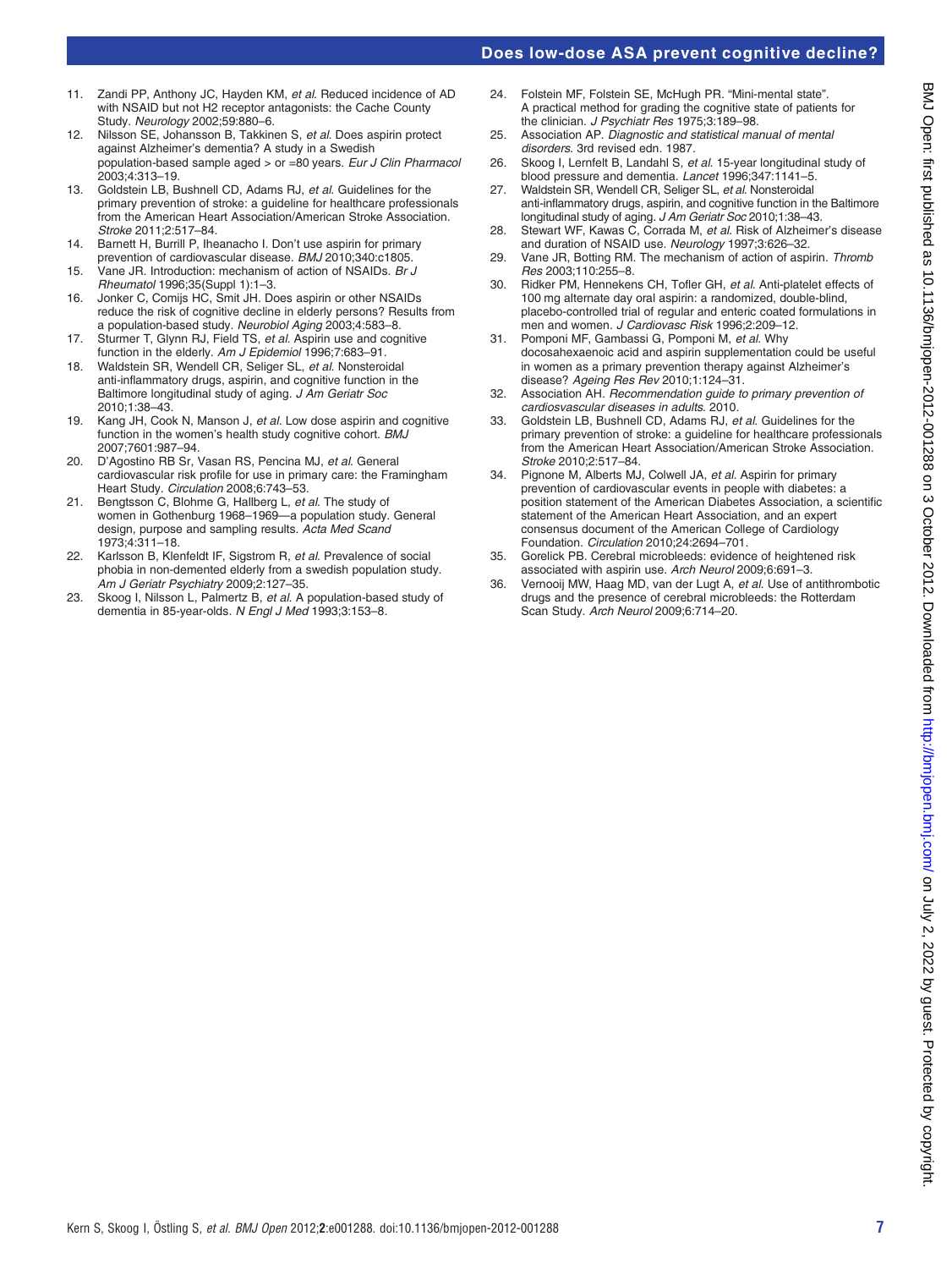11. Zandi PP, Anthony JC, Hayden KM, *et al.* Reduced incidence of AD with NSAID but not H2 receptor antagonists: the Cache County Study. *Neurology* 2002;59:880–6.
12. Nilsson SE, Johansson B, Takkinen S, *et al.* Does aspirin protect against Alzheimer's dementia? A study in a Swedish population-based sample aged > or =80 years. *Eur J Clin Pharmacol* 2003;4:313–19.
13. Goldstein LB, Bushnell CD, Adams RJ, *et al.* Guidelines for the primary prevention of stroke: a guideline for healthcare professionals from the American Heart Association/American Stroke Association. *Stroke* 2011;2:517–84.
14. Barnett H, Burrill P, Iheanacho I. Don't use aspirin for primary prevention of cardiovascular disease. *BMJ* 2010;340:c1805.
15. Vane JR. Introduction: mechanism of action of NSAIDs. *Br J Rheumatol* 1996;35(Suppl 1):1–3.
16. Jonker C, Comijs HC, Smit JH. Does aspirin or other NSAIDs reduce the risk of cognitive decline in elderly persons? Results from a population-based study. *Neurobiol Aging* 2003;4:583–8.
17. Sturmer T, Glynn RJ, Field TS, *et al.* Aspirin use and cognitive function in the elderly. *Am J Epidemiol* 1996;7:683–91.
18. Waldstein SR, Wendell CR, Seliger SL, *et al.* Nonsteroidal anti-inflammatory drugs, aspirin, and cognitive function in the Baltimore longitudinal study of aging. *J Am Geriatr Soc* 2010;1:38–43.
19. Kang JH, Cook N, Manson J, *et al.* Low dose aspirin and cognitive function in the women's health study cognitive cohort. *BMJ* 2007;7601:987–94.
20. D'Agostino RB Sr, Vasan RS, Pencina MJ, *et al.* General cardiovascular risk profile for use in primary care: the Framingham Heart Study. *Circulation* 2008;6:743–53.
21. Bengtsson C, Blohme G, Hallberg L, *et al.* The study of women in Gothenburg 1968–1969—a population study. General design, purpose and sampling results. *Acta Med Scand* 1973;4:311–18.
22. Karlsson B, Klenfeldt IF, Sigstrom R, *et al.* Prevalence of social phobia in non-demented elderly from a swedish population study. *Am J Geriatr Psychiatry* 2009;2:127–35.
23. Skoog I, Nilsson L, Palmertz B, *et al.* A population-based study of dementia in 85-year-olds. *N Engl J Med* 1993;3:153–8.
24. Folstein MF, Folstein SE, McHugh PR. "Mini-mental state". A practical method for grading the cognitive state of patients for the clinician. *J Psychiatr Res* 1975;3:189–98.
25. Association AP. *Diagnostic and statistical manual of mental disorders*. 3rd revised edn. 1987.
26. Skoog I, Lernfelt B, Landahl S, *et al.* 15-year longitudinal study of blood pressure and dementia. *Lancet* 1996;347:1141–5.
27. Waldstein SR, Wendell CR, Seliger SL, *et al.* Nonsteroidal anti-inflammatory drugs, aspirin, and cognitive function in the Baltimore longitudinal study of aging. *J Am Geriatr Soc* 2010;1:38–43.
28. Stewart WF, Kawas C, Corrada M, *et al.* Risk of Alzheimer's disease and duration of NSAID use. *Neurology* 1997;3:626–32.
29. Vane JR, Botting RM. The mechanism of action of aspirin. *Thromb Res* 2003;110:255–8.
30. Ridker PM, Hennekens CH, Tofler GH, *et al.* Anti-platelet effects of 100 mg alternate day oral aspirin: a randomized, double-blind, placebo-controlled trial of regular and enteric coated formulations in men and women. *J Cardiovasc Risk* 1996;2:209–12.
31. Pomponi MF, Gambassi G, Pomponi M, *et al.* Why docosahexaenoic acid and aspirin supplementation could be useful in women as a primary prevention therapy against Alzheimer's disease? *Ageing Res Rev* 2010;1:124–31.
32. Association AH. *Recommendation guide to primary prevention of cardiosvascular diseases in adults*. 2010.
33. Goldstein LB, Bushnell CD, Adams RJ, *et al.* Guidelines for the primary prevention of stroke: a guideline for healthcare professionals from the American Heart Association/American Stroke Association. *Stroke* 2010;2:517–84.
34. Pignone M, Alberts MJ, Colwell JA, *et al.* Aspirin for primary prevention of cardiovascular events in people with diabetes: a position statement of the American Diabetes Association, a scientific statement of the American Heart Association, and an expert consensus document of the American College of Cardiology Foundation. *Circulation* 2010;24:2694–701.
35. Gorelick PB. Cerebral microbleeds: evidence of heightened risk associated with aspirin use. *Arch Neurol* 2009;6:691–3.
36. Vernooij MW, Haag MD, van der Lugt A, *et al.* Use of antithrombotic drugs and the presence of cerebral microbleeds: the Rotterdam Scan Study. *Arch Neurol* 2009;6:714–20.